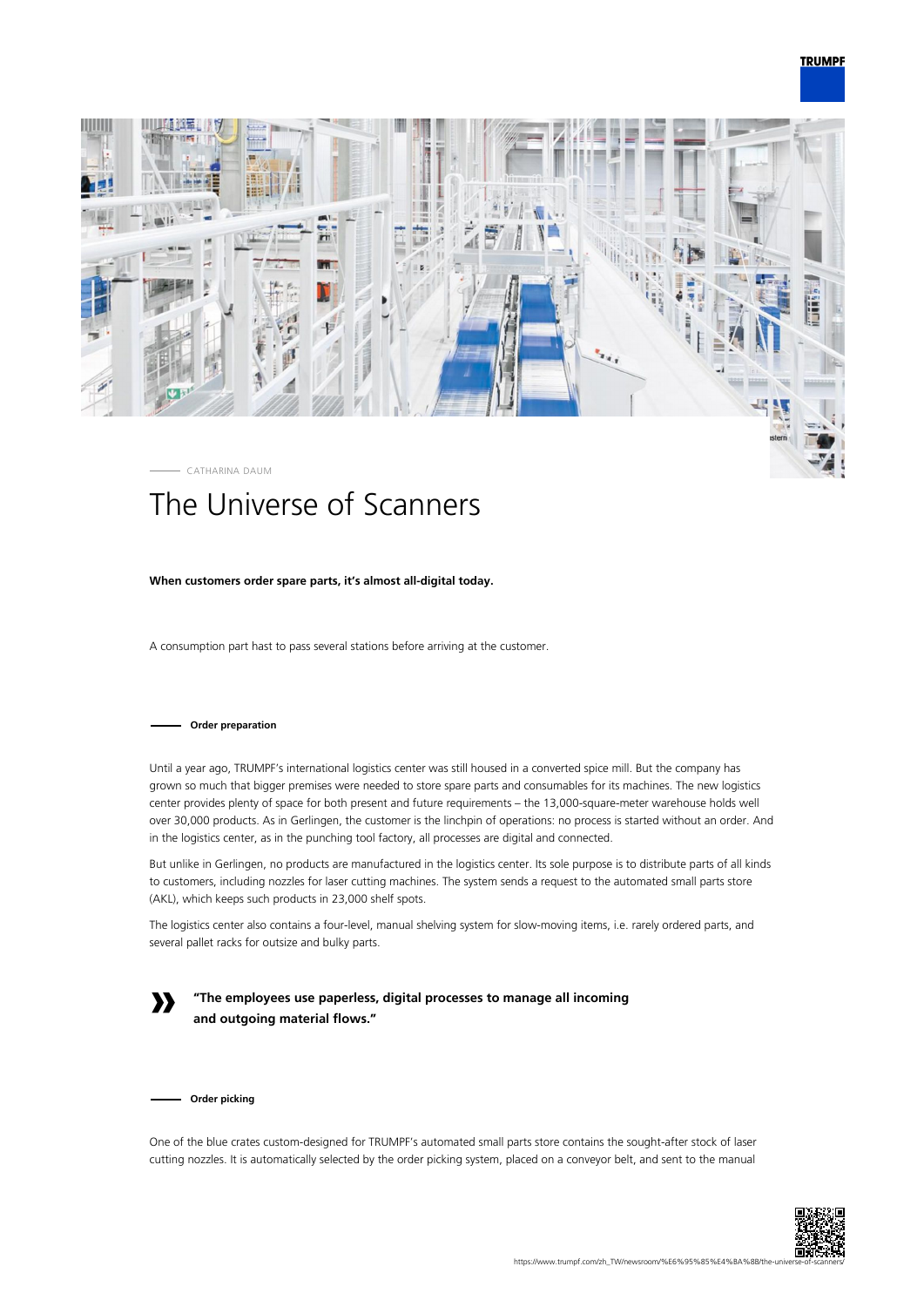CATHARINA DAUM

# The Universe of Scanners

**When customers order spare parts, it's almost all-digital today.**

A consumption part hast to pass several stations before arriving at the customer.

## Order preparation

Until a year ago, TRUMPF's international logistics center was still housed in a converted spice mill. But the company has grown so much that bigger premises were needed to store spare parts and consumables for its machines. The new logistics center provides plenty of space for both present and future requirements – the 13,000-square-meter warehouse holds well over 30,000 products. As in Gerlingen, the customer is the linchpin of operations: no process is started without an order. And in the logistics center, as in the punching tool factory, all processes are digital and connected.

But unlike in Gerlingen, no products are manufactured in the logistics center. Its sole purpose is to distribute parts of all kinds to customers, including nozzles for laser cutting machines. The system sends a request to the automated small parts store (AKL), which keeps such products in 23,000 shelf spots.

The logistics center also contains a four-level, manual shelving system for slow-moving items, i.e. rarely ordered parts, and several pallet racks for outsize and bulky parts.

> **"The employees use paperless, digital processes to manage all incoming and outgoing material flows."**

## Order picking

One of the blue crates custom-designed for TRUMPF's automated small parts store contains the sought-after stock of laser cutting nozzles. It is automatically selected by the order picking system, placed on a conveyor belt, and sent to the manual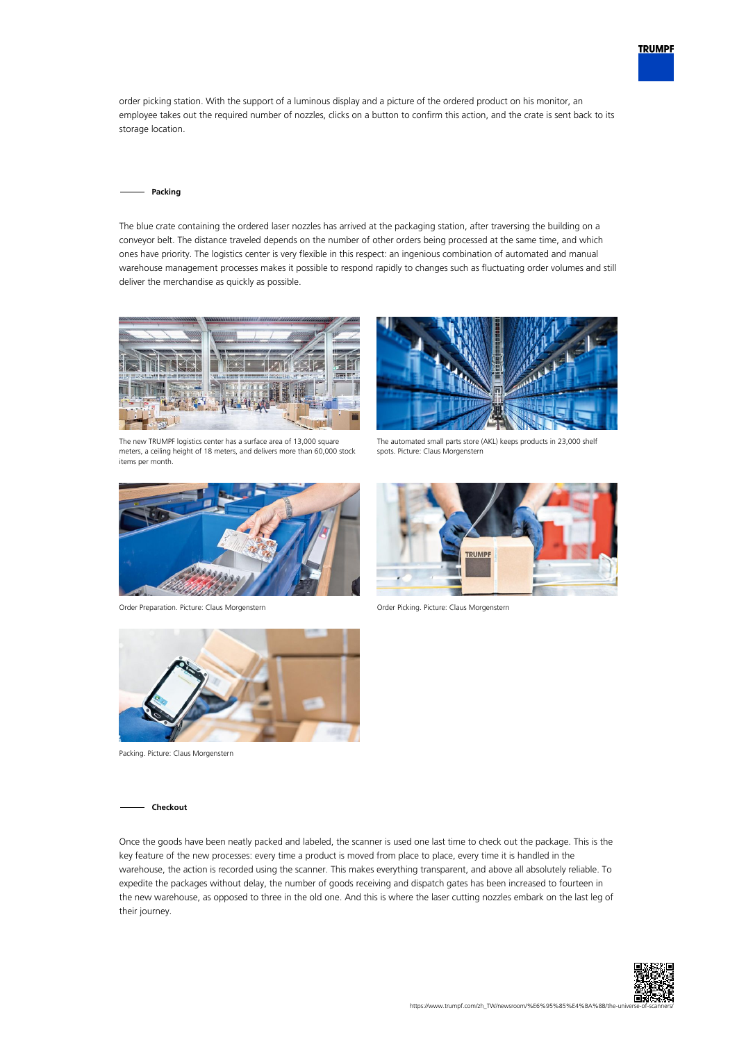order picking station. With the support of a luminous display and a picture of the ordered product on his monitor, an employee takes out the required number of nozzles, clicks on a button to confirm this action, and the crate is sent back to its storage location.

## Packing

The blue crate containing the ordered laser nozzles has arrived at the packaging station, after traversing the building on a conveyor belt. The distance traveled depends on the number of other orders being processed at the same time, and which ones have priority. The logistics center is very flexible in this respect: an ingenious combination of automated and manual warehouse management processes makes it possible to respond rapidly to changes such as fluctuating order volumes and still deliver the merchandise as quickly as possible.

The new TRUMPF logistics center has a surface area of 13,000 square meters, a ceiling height of 18 meters, and delivers more than 60,000 stock items per month.

The automated small parts store (AKL) keeps products in 23,000 shelf spots. Picture: Claus Morgenstern

Order Preparation. Picture: Claus Morgenstern

Order Picking. Picture: Claus Morgenstern

Packing. Picture: Claus Morgenstern

## Checkout

Once the goods have been neatly packed and labeled, the scanner is used one last time to check out the package. This is the key feature of the new processes: every time a product is moved from place to place, every time it is handled in the warehouse, the action is recorded using the scanner. This makes everything transparent, and above all absolutely reliable. To expedite the packages without delay, the number of goods receiving and dispatch gates has been increased to fourteen in the new warehouse, as opposed to three in the old one. And this is where the laser cutting nozzles embark on the last leg of their journey.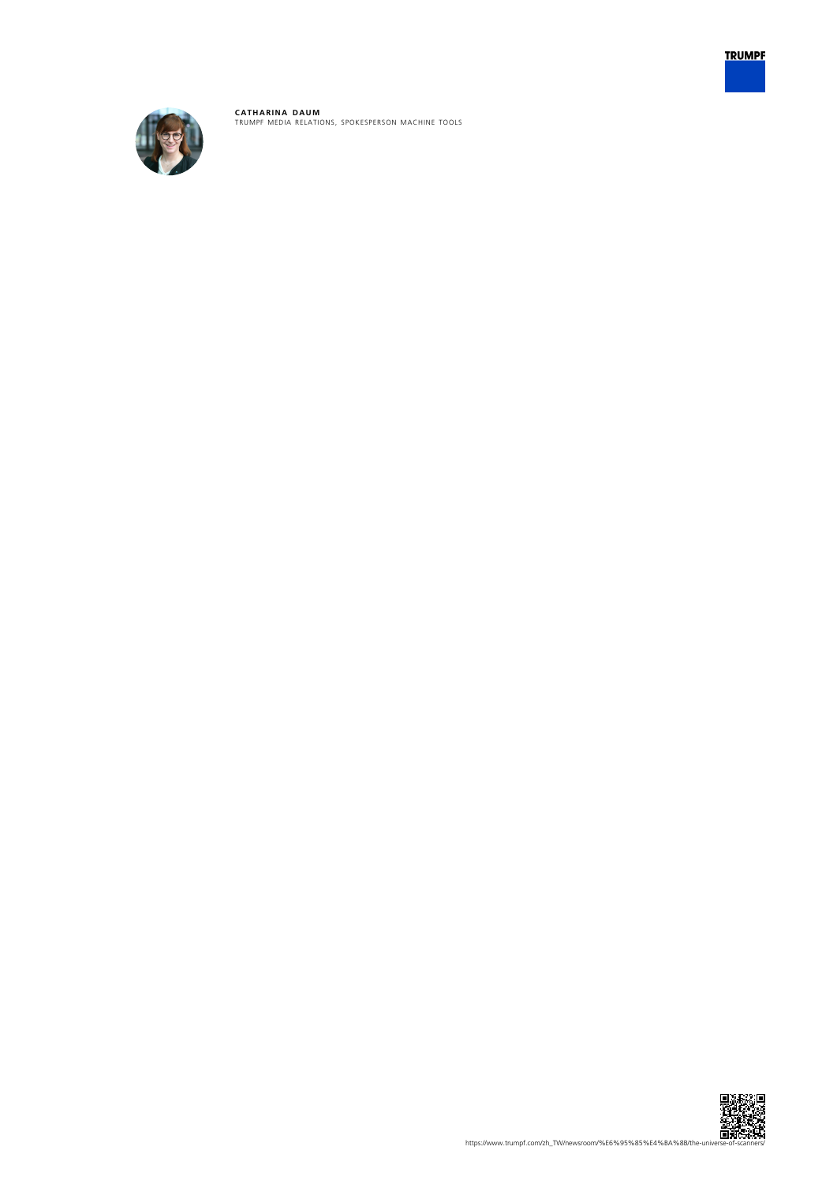**CATHARINA DAUM**
TRUMPF MEDIA RELATIONS, SPOKESPERSON MACHINE TOOLS